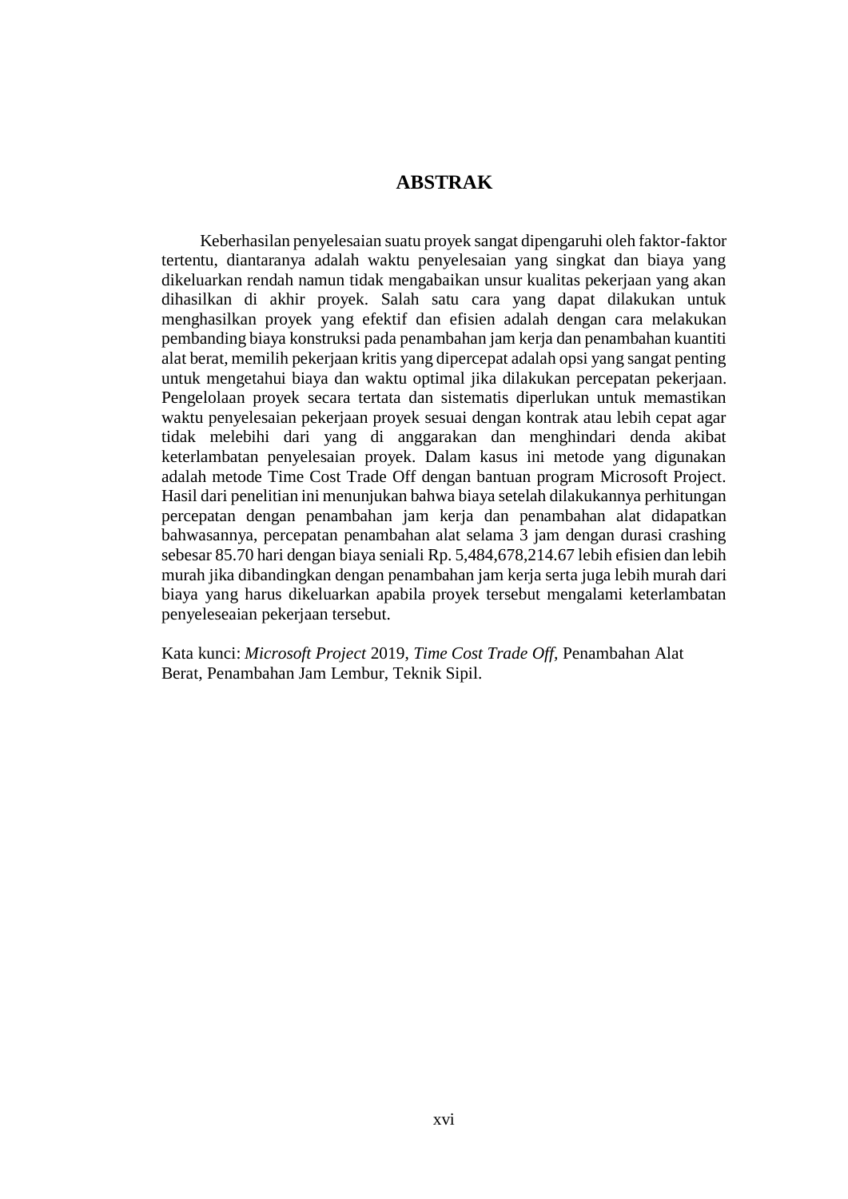# ABSTRAK

Keberhasilan penyelesaian suatu proyek sangat dipengaruhi oleh faktor-faktor tertentu, diantaranya adalah waktu penyelesaian yang singkat dan biaya yang dikeluarkan rendah namun tidak mengabaikan unsur kualitas pekerjaan yang akan dihasilkan di akhir proyek. Salah satu cara yang dapat dilakukan untuk menghasilkan proyek yang efektif dan efisien adalah dengan cara melakukan pembanding biaya konstruksi pada penambahan jam kerja dan penambahan kuantiti alat berat, memilih pekerjaan kritis yang dipercepat adalah opsi yang sangat penting untuk mengetahui biaya dan waktu optimal jika dilakukan percepatan pekerjaan. Pengelolaan proyek secara tertata dan sistematis diperlukan untuk memastikan waktu penyelesaian pekerjaan proyek sesuai dengan kontrak atau lebih cepat agar tidak melebihi dari yang di anggarakan dan menghindari denda akibat keterlambatan penyelesaian proyek. Dalam kasus ini metode yang digunakan adalah metode Time Cost Trade Off dengan bantuan program Microsoft Project. Hasil dari penelitian ini menunjukan bahwa biaya setelah dilakukannya perhitungan percepatan dengan penambahan jam kerja dan penambahan alat didapatkan bahwasannya, percepatan penambahan alat selama 3 jam dengan durasi crashing sebesar 85.70 hari dengan biaya seniali Rp. 5,484,678,214.67 lebih efisien dan lebih murah jika dibandingkan dengan penambahan jam kerja serta juga lebih murah dari biaya yang harus dikeluarkan apabila proyek tersebut mengalami keterlambatan penyeleseaian pekerjaan tersebut.

Kata kunci: *Microsoft Project* 2019, *Time Cost Trade Off*, Penambahan Alat Berat, Penambahan Jam Lembur, Teknik Sipil.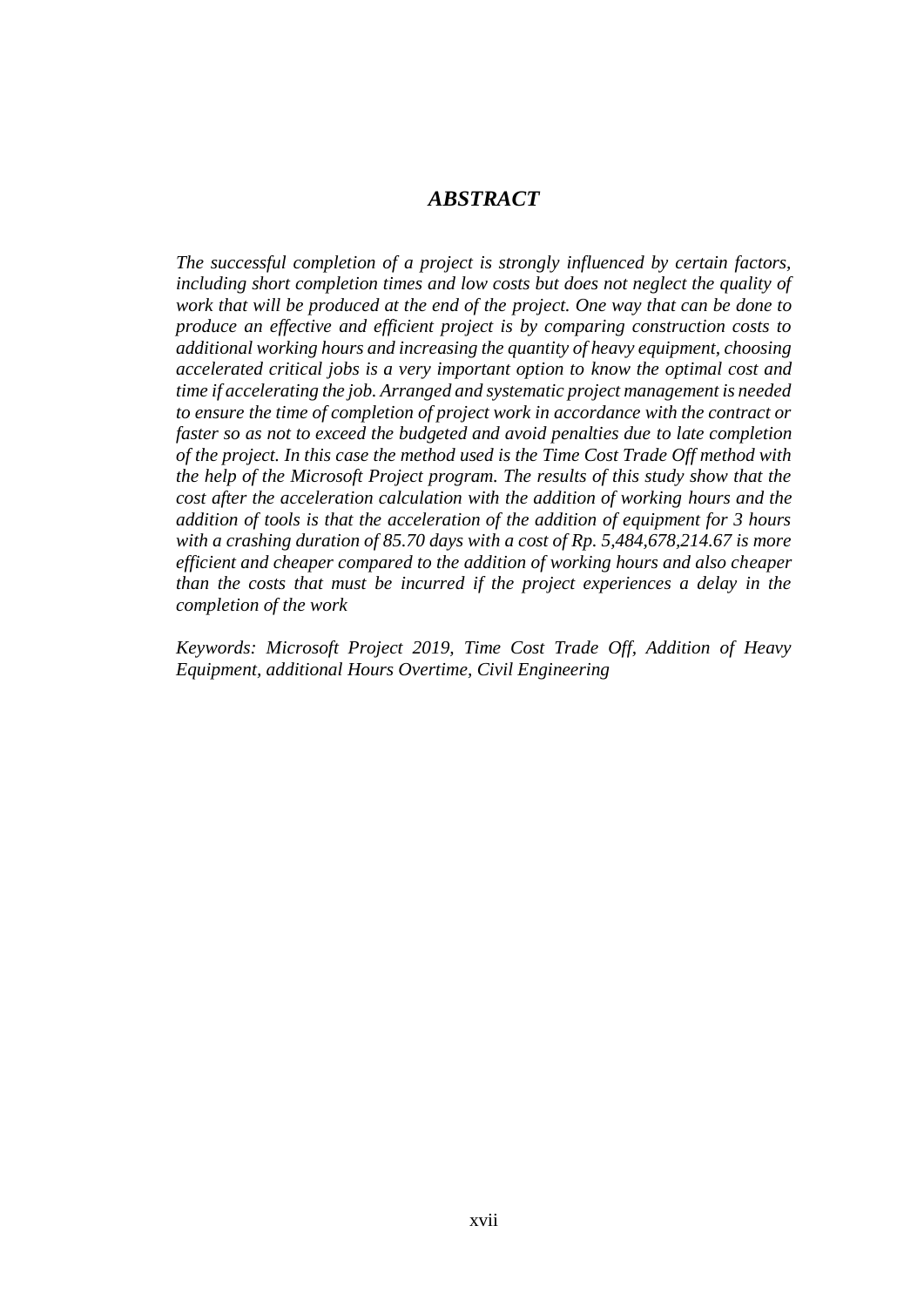# *ABSTRACT*

*The successful completion of a project is strongly influenced by certain factors, including short completion times and low costs but does not neglect the quality of work that will be produced at the end of the project. One way that can be done to produce an effective and efficient project is by comparing construction costs to additional working hours and increasing the quantity of heavy equipment, choosing accelerated critical jobs is a very important option to know the optimal cost and time if accelerating the job. Arranged and systematic project management is needed to ensure the time of completion of project work in accordance with the contract or faster so as not to exceed the budgeted and avoid penalties due to late completion of the project. In this case the method used is the Time Cost Trade Off method with the help of the Microsoft Project program. The results of this study show that the cost after the acceleration calculation with the addition of working hours and the addition of tools is that the acceleration of the addition of equipment for 3 hours with a crashing duration of 85.70 days with a cost of Rp. 5,484,678,214.67 is more efficient and cheaper compared to the addition of working hours and also cheaper than the costs that must be incurred if the project experiences a delay in the completion of the work*

*Keywords: Microsoft Project 2019, Time Cost Trade Off, Addition of Heavy Equipment, additional Hours Overtime, Civil Engineering*